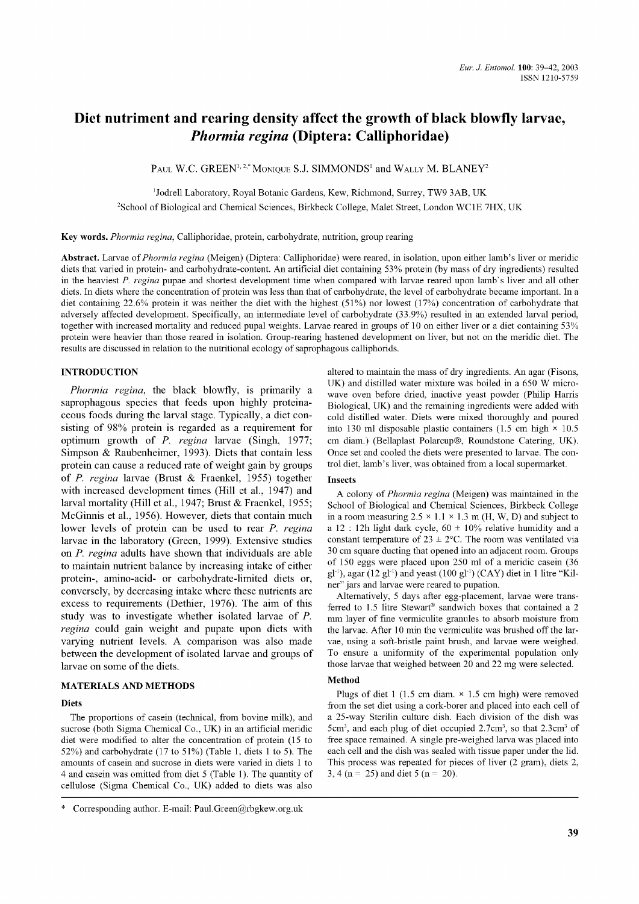# Diet nutriment and rearing density affect the growth of black blowfly larvae, *Phormia regina* (Diptera: Calliphoridae)

PAUL W.C. GREEN[1,2,*] MONIQUE S.J. SIMMONDS[1] and WALLY M. BLANEY[2]

[1]Jodrell Laboratory, Royal Botanic Gardens, Kew, Richmond, Surrey, TW9 3AB, UK

[2]School of Biological and Chemical Sciences, Birkbeck College, Malet Street, London WC1E 7HX, UK

**Key words.** *Phormia regina*, Calliphoridae, protein, carbohydrate, nutrition, group rearing

**Abstract.** Larvae of *Phormia regina* (Meigen) (Diptera: Calliphoridae) were reared, in isolation, upon either lamb's liver or meridic diets that varied in protein- and carbohydrate-content. An artificial diet containing 53% protein (by mass of dry ingredients) resulted in the heaviest *P. regina* pupae and shortest development time when compared with larvae reared upon lamb's liver and all other diets. In diets where the concentration of protein was less than that of carbohydrate, the level of carbohydrate became important. In a diet containing 22.6% protein it was neither the diet with the highest (51%) nor lowest (17%) concentration of carbohydrate that adversely affected development. Specifically, an intermediate level of carbohydrate (33.9%) resulted in an extended larval period, together with increased mortality and reduced pupal weights. Larvae reared in groups of 10 on either liver or a diet containing 53% protein were heavier than those reared in isolation. Group-rearing hastened development on liver, but not on the meridic diet. The results are discussed in relation to the nutritional ecology of saprophagous calliphorids.

## INTRODUCTION

*Phormia regina*, the black blowfly, is primarily a saprophagous species that feeds upon highly proteinaceous foods during the larval stage. Typically, a diet consisting of 98% protein is regarded as a requirement for optimum growth of *P. regina* larvae (Singh, 1977; Simpson & Raubenheimer, 1993). Diets that contain less protein can cause a reduced rate of weight gain by groups of *P. regina* larvae (Brust & Fraenkel, 1955) together with increased development times (Hill et al., 1947) and larval mortality (Hill et al., 1947; Brust & Fraenkel, 1955; McGinnis et al., 1956). However, diets that contain much lower levels of protein can be used to rear *P. regina* larvae in the laboratory (Green, 1999). Extensive studies on *P. regina* adults have shown that individuals are able to maintain nutrient balance by increasing intake of either protein-, amino-acid- or carbohydrate-limited diets or, conversely, by decreasing intake where these nutrients are excess to requirements (Dethier, 1976). The aim of this study was to investigate whether isolated larvae of *P. regina* could gain weight and pupate upon diets with varying nutrient levels. A comparison was also made between the development of isolated larvae and groups of larvae on some of the diets.

## MATERIALS AND METHODS

### Diets

The proportions of casein (technical, from bovine milk), and sucrose (both Sigma Chemical Co., UK) in an artificial meridic diet were modified to alter the concentration of protein (15 to 52%) and carbohydrate (17 to 51%) (Table 1, diets 1 to 5). The amounts of casein and sucrose in diets were varied in diets 1 to 4 and casein was omitted from diet 5 (Table 1). The quantity of cellulose (Sigma Chemical Co., UK) added to diets was also altered to maintain the mass of dry ingredients. An agar (Fisons, UK) and distilled water mixture was boiled in a 650 W microwave oven before dried, inactive yeast powder (Philip Harris Biological, UK) and the remaining ingredients were added with cold distilled water. Diets were mixed thoroughly and poured into 130 ml disposable plastic containers (1.5 cm high × 10.5 cm diam.) (Bellaplast Polarcup®, Roundstone Catering, UK). Once set and cooled the diets were presented to larvae. The control diet, lamb's liver, was obtained from a local supermarket.

### Insects

A colony of *Phormia regina* (Meigen) was maintained in the School of Biological and Chemical Sciences, Birkbeck College in a room measuring 2.5 × 1.1 × 1.3 m (H, W, D) and subject to a 12 : 12h light dark cycle, 60 ± 10% relative humidity and a constant temperature of 23 ± 2°C. The room was ventilated via 30 cm square ducting that opened into an adjacent room. Groups of 150 eggs were placed upon 250 ml of a meridic casein (36 $gl^{-1}$), agar (12 $gl^{-1}$) and yeast (100 $gl^{-1}$) (CAY) diet in 1 litre "Kilner" jars and larvae were reared to pupation.

Alternatively, 5 days after egg-placement, larvae were transferred to 1.5 litre Stewart® sandwich boxes that contained a 2 mm layer of fine vermiculite granules to absorb moisture from the larvae. After 10 min the vermiculite was brushed off the larvae, using a soft-bristle paint brush, and larvae were weighed. To ensure a uniformity of the experimental population only those larvae that weighed between 20 and 22 mg were selected.

### Method

Plugs of diet 1 (1.5 cm diam. × 1.5 cm high) were removed from the set diet using a cork-borer and placed into each cell of a 25-way Sterilin culture dish. Each division of the dish was 5$cm^3$, and each plug of diet occupied 2.7$cm^3$, so that 2.3$cm^3$ of free space remained. A single pre-weighed larva was placed into each cell and the dish was sealed with tissue paper under the lid. This process was repeated for pieces of liver (2 gram), diets 2, 3, 4 (n = 25) and diet 5 (n = 20).

* Corresponding author. E-mail: Paul.Green@rbgkew.org.uk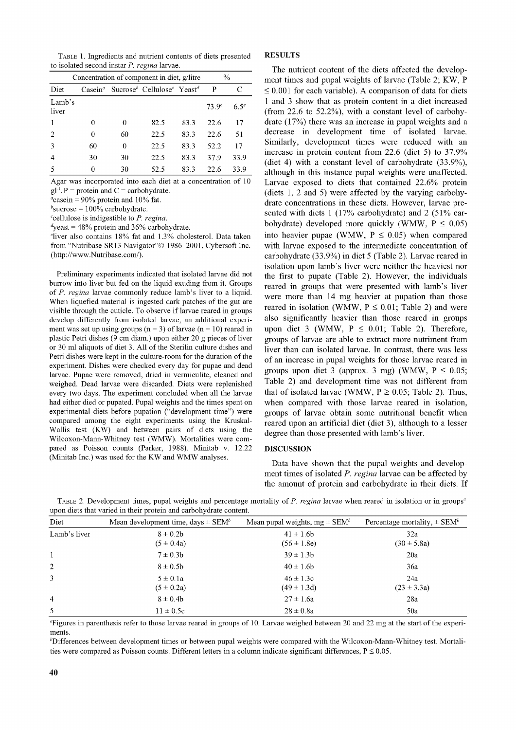TABLE 1. Ingredients and nutrient contents of diets presented to isolated second instar *P. regina* larvae.

| | Concentration of component in diet, g/litre | | | | % | |
|---|---|---|---|---|---|---|
| Diet | Casein[a] | Sucrose[b] | Cellulose[c] | Yeast[d] | P | C |
| Lamb's liver | | | | | 73.9[e] | 6.5[e] |
| 1 | 0 | 0 | 82.5 | 83.3 | 22.6 | 17 |
| 2 | 0 | 60 | 22.5 | 83.3 | 22.6 | 51 |
| 3 | 60 | 0 | 22.5 | 83.3 | 52.2 | 17 |
| 4 | 30 | 30 | 22.5 | 83.3 | 37.9 | 33.9 |
| 5 | 0 | 30 | 52.5 | 83.3 | 22.6 | 33.9 |

Agar was incorporated into each diet at a concentration of 10 $gl^{-1}$. P = protein and C = carbohydrate.
[a]casein = 90% protein and 10% fat.
[b]sucrose = 100% carbohydrate.
[c]cellulose is indigestible to *P. regina*.
[d]yeast = 48% protein and 36% carbohydrate.
[e]liver also contains 18% fat and 1.3% cholesterol. Data taken from "Nutribase SR13 Navigator"© 1986–2001, Cybersoft Inc. (http://www.Nutribase.com/).

Preliminary experiments indicated that isolated larvae did not burrow into liver but fed on the liquid exuding from it. Groups of *P. regina* larvae commonly reduce lamb's liver to a liquid. When liquefied material is ingested dark patches of the gut are visible through the cuticle. To observe if larvae reared in groups develop differently from isolated larvae, an additional experiment was set up using groups (n = 3) of larvae (n = 10) reared in plastic Petri dishes (9 cm diam.) upon either 20 g pieces of liver or 30 ml aliquots of diet 3. All of the Sterilin culture dishes and Petri dishes were kept in the culture-room for the duration of the experiment. Dishes were checked every day for pupae and dead larvae. Pupae were removed, dried in vermiculite, cleaned and weighed. Dead larvae were discarded. Diets were replenished every two days. The experiment concluded when all the larvae had either died or pupated. Pupal weights and the times spent on experimental diets before pupation ("development time") were compared among the eight experiments using the Kruskal-Wallis test (KW) and between pairs of diets using the Wilcoxon-Mann-Whitney test (WMW). Mortalities were compared as Poisson counts (Parker, 1988). Minitab v. 12.22 (Minitab Inc.) was used for the KW and WMW analyses.

## RESULTS

The nutrient content of the diets affected the development times and pupal weights of larvae (Table 2; KW, P ≤ 0.001 for each variable). A comparison of data for diets 1 and 3 show that as protein content in a diet increased (from 22.6 to 52.2%), with a constant level of carbohydrate (17%) there was an increase in pupal weights and a decrease in development time of isolated larvae. Similarly, development times were reduced with an increase in protein content from 22.6 (diet 5) to 37.9% (diet 4) with a constant level of carbohydrate (33.9%), although in this instance pupal weights were unaffected. Larvae exposed to diets that contained 22.6% protein (diets 1, 2 and 5) were affected by the varying carbohydrate concentrations in these diets. However, larvae presented with diets 1 (17% carbohydrate) and 2 (51% carbohydrate) developed more quickly (WMW, P ≤ 0.05) into heavier pupae (WMW, P ≤ 0.05) when compared with larvae exposed to the intermediate concentration of carbohydrate (33.9%) in diet 5 (Table 2). Larvae reared in isolation upon lamb's liver were neither the heaviest nor the first to pupate (Table 2). However, the individuals reared in groups that were presented with lamb's liver were more than 14 mg heavier at pupation than those reared in isolation (WMW, P ≤ 0.01; Table 2) and were also significantly heavier than those reared in groups upon diet 3 (WMW, P ≤ 0.01; Table 2). Therefore, groups of larvae are able to extract more nutriment from liver than can isolated larvae. In contrast, there was less of an increase in pupal weights for those larvae reared in groups upon diet 3 (approx. 3 mg) (WMW, P ≤ 0.05; Table 2) and development time was not different from that of isolated larvae (WMW, P ≥ 0.05; Table 2). Thus, when compared with those larvae reared in isolation, groups of larvae obtain some nutritional benefit when reared upon an artificial diet (diet 3), although to a lesser degree than those presented with lamb's liver.

## DISCUSSION

Data have shown that the pupal weights and development times of isolated *P. regina* larvae can be affected by the amount of protein and carbohydrate in their diets. If

TABLE 2. Development times, pupal weights and percentage mortality of *P. regina* larvae when reared in isolation or in groups[a] upon diets that varied in their protein and carbohydrate content.

| Diet | Mean development time, days ± SEM[b] | Mean pupal weights, mg ± SEM[b] | Percentage mortality, ± SEM[b] |
|---|---|---|---|
| Lamb's liver | 8 ± 0.2b<br>(5 ± 0.4a) | 41 ± 1.6b<br>(56 ± 1.8e) | 32a<br>(30 ± 5.8a) |
| 1 | 7 ± 0.3b | 39 ± 1.3b | 20a |
| 2 | 8 ± 0.5b | 40 ± 1.6b | 36a |
| 3 | 5 ± 0.1a<br>(5 ± 0.2a) | 46 ± 1.3c<br>(49 ± 1.3d) | 24a<br>(23 ± 3.3a) |
| 4 | 8 ± 0.4b | 27 ± 1.6a | 28a |
| 5 | 11 ± 0.5c | 28 ± 0.8a | 50a |

[a]Figures in parenthesis refer to those larvae reared in groups of 10. Larvae weighed between 20 and 22 mg at the start of the experiments.
[b]Differences between development times or between pupal weights were compared with the Wilcoxon-Mann-Whitney test. Mortalities were compared as Poisson counts. Different letters in a column indicate significant differences, P ≤ 0.05.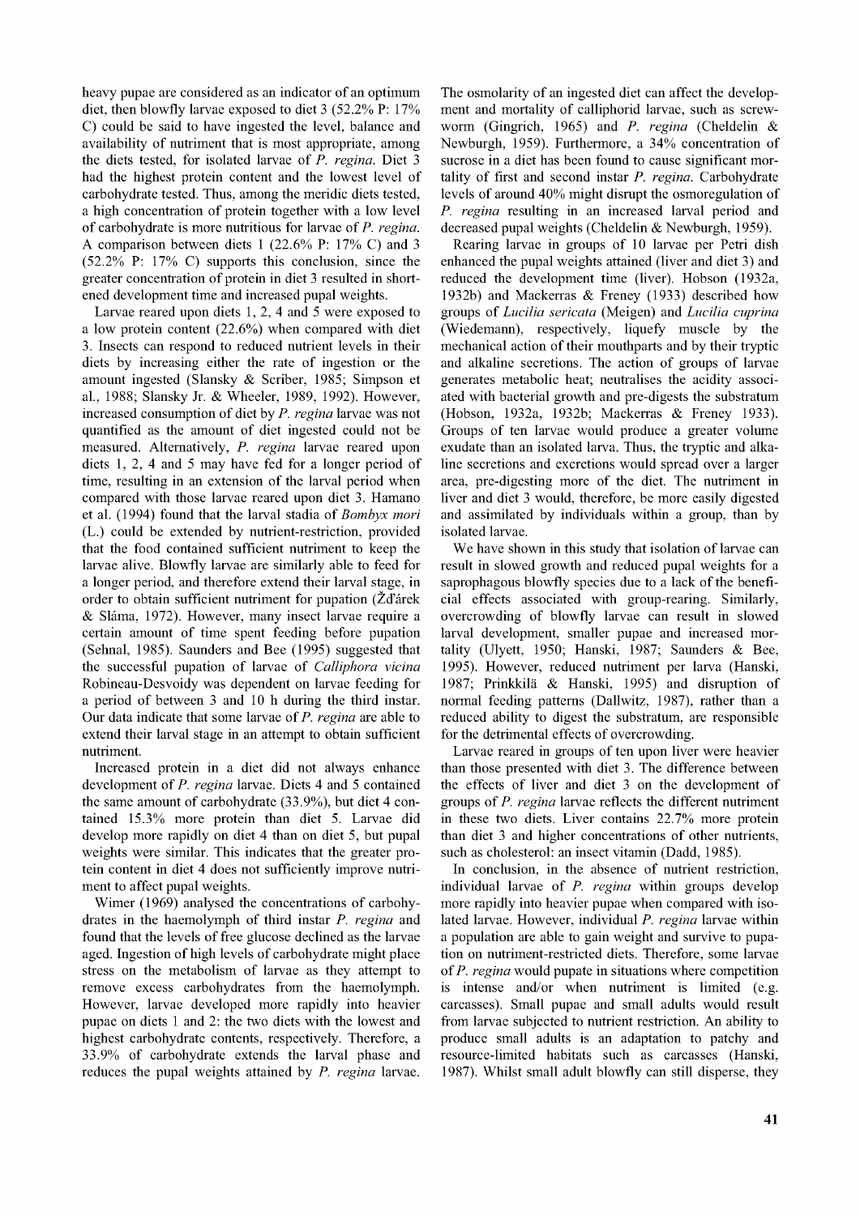heavy pupae are considered as an indicator of an optimum diet, then blowfly larvae exposed to diet 3 (52.2% P: 17% C) could be said to have ingested the level, balance and availability of nutriment that is most appropriate, among the diets tested, for isolated larvae of *P. regina*. Diet 3 had the highest protein content and the lowest level of carbohydrate tested. Thus, among the meridic diets tested, a high concentration of protein together with a low level of carbohydrate is more nutritious for larvae of *P. regina*. A comparison between diets 1 (22.6% P: 17% C) and 3 (52.2% P: 17% C) supports this conclusion, since the greater concentration of protein in diet 3 resulted in shortened development time and increased pupal weights.

Larvae reared upon diets 1, 2, 4 and 5 were exposed to a low protein content (22.6%) when compared with diet 3. Insects can respond to reduced nutrient levels in their diets by increasing either the rate of ingestion or the amount ingested (Slansky & Scriber, 1985; Simpson et al., 1988; Slansky Jr. & Wheeler, 1989, 1992). However, increased consumption of diet by *P. regina* larvae was not quantified as the amount of diet ingested could not be measured. Alternatively, *P. regina* larvae reared upon diets 1, 2, 4 and 5 may have fed for a longer period of time, resulting in an extension of the larval period when compared with those larvae reared upon diet 3. Hamano et al. (1994) found that the larval stadia of *Bombyx mori* (L.) could be extended by nutrient-restriction, provided that the food contained sufficient nutriment to keep the larvae alive. Blowfly larvae are similarly able to feed for a longer period, and therefore extend their larval stage, in order to obtain sufficient nutriment for pupation (Žďárek & Sláma, 1972). However, many insect larvae require a certain amount of time spent feeding before pupation (Sehnal, 1985). Saunders and Bee (1995) suggested that the successful pupation of larvae of *Calliphora vicina* Robineau-Desvoidy was dependent on larvae feeding for a period of between 3 and 10 h during the third instar. Our data indicate that some larvae of *P. regina* are able to extend their larval stage in an attempt to obtain sufficient nutriment.

Increased protein in a diet did not always enhance development of *P. regina* larvae. Diets 4 and 5 contained the same amount of carbohydrate (33.9%), but diet 4 contained 15.3% more protein than diet 5. Larvae did develop more rapidly on diet 4 than on diet 5, but pupal weights were similar. This indicates that the greater protein content in diet 4 does not sufficiently improve nutriment to affect pupal weights.

Wimer (1969) analysed the concentrations of carbohydrates in the haemolymph of third instar *P. regina* and found that the levels of free glucose declined as the larvae aged. Ingestion of high levels of carbohydrate might place stress on the metabolism of larvae as they attempt to remove excess carbohydrates from the haemolymph. However, larvae developed more rapidly into heavier pupae on diets 1 and 2: the two diets with the lowest and highest carbohydrate contents, respectively. Therefore, a 33.9% of carbohydrate extends the larval phase and reduces the pupal weights attained by *P. regina* larvae. The osmolarity of an ingested diet can affect the development and mortality of calliphorid larvae, such as screwworm (Gingrich, 1965) and *P. regina* (Cheldelin & Newburgh, 1959). Furthermore, a 34% concentration of sucrose in a diet has been found to cause significant mortality of first and second instar *P. regina*. Carbohydrate levels of around 40% might disrupt the osmoregulation of *P. regina* resulting in an increased larval period and decreased pupal weights (Cheldelin & Newburgh, 1959).

Rearing larvae in groups of 10 larvae per Petri dish enhanced the pupal weights attained (liver and diet 3) and reduced the development time (liver). Hobson (1932a, 1932b) and Mackerras & Freney (1933) described how groups of *Lucilia sericata* (Meigen) and *Lucilia cuprina* (Wiedemann), respectively, liquefy muscle by the mechanical action of their mouthparts and by their tryptic and alkaline secretions. The action of groups of larvae generates metabolic heat; neutralises the acidity associated with bacterial growth and pre-digests the substratum (Hobson, 1932a, 1932b; Mackerras & Freney 1933). Groups of ten larvae would produce a greater volume exudate than an isolated larva. Thus, the tryptic and alkaline secretions and excretions would spread over a larger area, pre-digesting more of the diet. The nutriment in liver and diet 3 would, therefore, be more easily digested and assimilated by individuals within a group, than by isolated larvae.

We have shown in this study that isolation of larvae can result in slowed growth and reduced pupal weights for a saprophagous blowfly species due to a lack of the beneficial effects associated with group-rearing. Similarly, overcrowding of blowfly larvae can result in slowed larval development, smaller pupae and increased mortality (Ulyett, 1950; Hanski, 1987; Saunders & Bee, 1995). However, reduced nutriment per larva (Hanski, 1987; Prinkkilä & Hanski, 1995) and disruption of normal feeding patterns (Dallwitz, 1987), rather than a reduced ability to digest the substratum, are responsible for the detrimental effects of overcrowding.

Larvae reared in groups of ten upon liver were heavier than those presented with diet 3. The difference between the effects of liver and diet 3 on the development of groups of *P. regina* larvae reflects the different nutriment in these two diets. Liver contains 22.7% more protein than diet 3 and higher concentrations of other nutrients, such as cholesterol: an insect vitamin (Dadd, 1985).

In conclusion, in the absence of nutrient restriction, individual larvae of *P. regina* within groups develop more rapidly into heavier pupae when compared with isolated larvae. However, individual *P. regina* larvae within a population are able to gain weight and survive to pupation on nutriment-restricted diets. Therefore, some larvae of *P. regina* would pupate in situations where competition is intense and/or when nutriment is limited (e.g. carcasses). Small pupae and small adults would result from larvae subjected to nutrient restriction. An ability to produce small adults is an adaptation to patchy and resource-limited habitats such as carcasses (Hanski, 1987). Whilst small adult blowfly can still disperse, they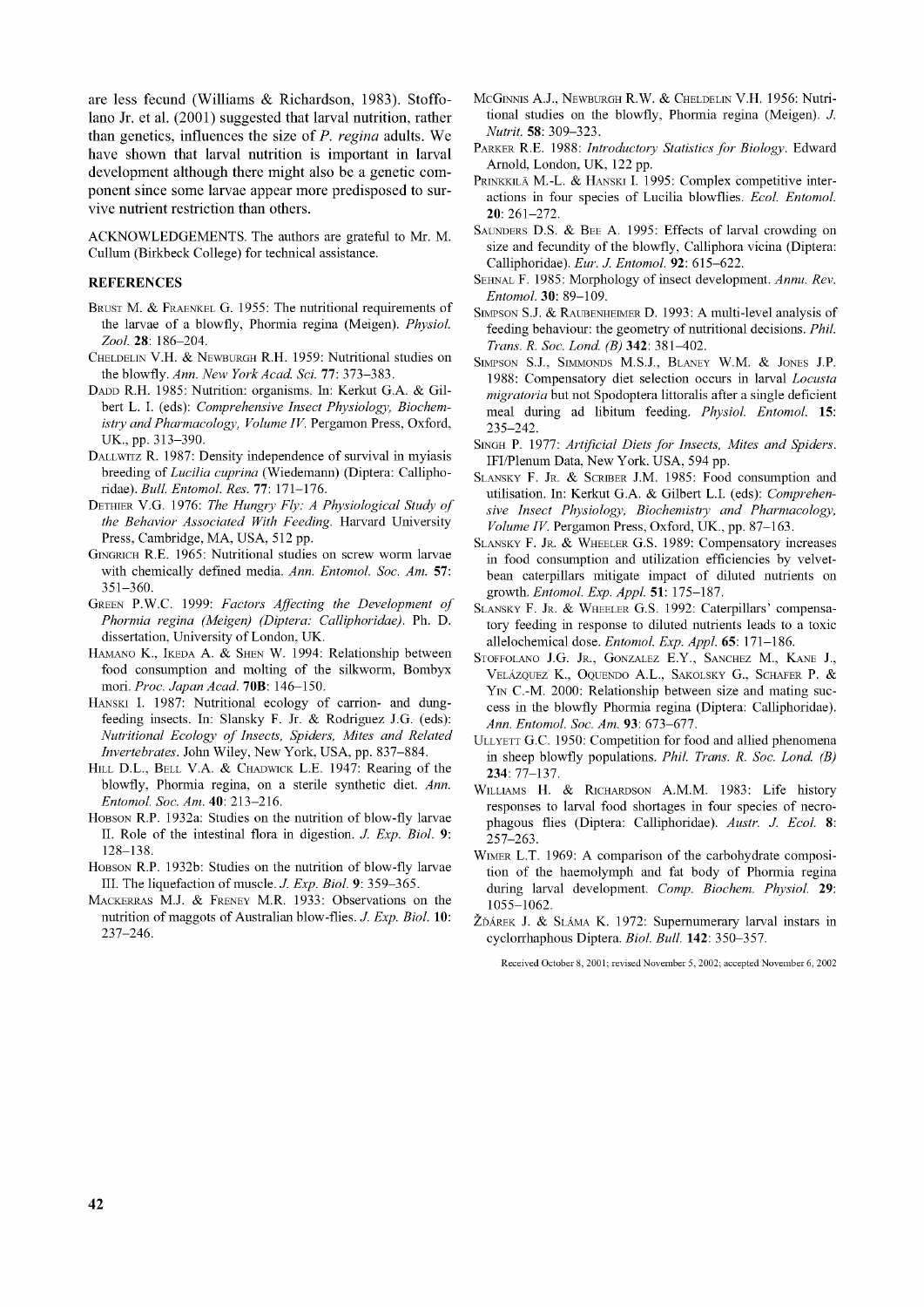are less fecund (Williams & Richardson, 1983). Stoffolano Jr. et al. (2001) suggested that larval nutrition, rather than genetics, influences the size of *P. regina* adults. We have shown that larval nutrition is important in larval development although there might also be a genetic component since some larvae appear more predisposed to survive nutrient restriction than others.

ACKNOWLEDGEMENTS. The authors are grateful to Mr. M. Cullum (Birkbeck College) for technical assistance.

## REFERENCES

BRUST M. & FRAENKEL G. 1955: The nutritional requirements of the larvae of a blowfly, Phormia regina (Meigen). *Physiol. Zool.* **28**: 186–204.

CHELDELIN V.H. & NEWBURGH R.H. 1959: Nutritional studies on the blowfly. *Ann. New York Acad. Sci.* **77**: 373–383.

DADD R.H. 1985: Nutrition: organisms. In: Kerkut G.A. & Gilbert L. I. (eds): *Comprehensive Insect Physiology, Biochemistry and Pharmacology, Volume IV.* Pergamon Press, Oxford, UK., pp. 313–390.

DALLWITZ R. 1987: Density independence of survival in myiasis breeding of *Lucilia cuprina* (Wiedemann) (Diptera: Calliphoridae). *Bull. Entomol. Res.* **77**: 171–176.

DETHIER V.G. 1976: *The Hungry Fly: A Physiological Study of the Behavior Associated With Feeding.* Harvard University Press, Cambridge, MA, USA, 512 pp.

GINGRICH R.E. 1965: Nutritional studies on screw worm larvae with chemically defined media. *Ann. Entomol. Soc. Am.* **57**: 351–360.

GREEN P.W.C. 1999: *Factors Affecting the Development of Phormia regina (Meigen) (Diptera: Calliphoridae).* Ph. D. dissertation, University of London, UK.

HAMANO K., IKEDA A. & SHEN W. 1994: Relationship between food consumption and molting of the silkworm, Bombyx mori. *Proc. Japan Acad.* **70B**: 146–150.

HANSKI I. 1987: Nutritional ecology of carrion- and dung-feeding insects. In: Slansky F. Jr. & Rodriguez J.G. (eds): *Nutritional Ecology of Insects, Spiders, Mites and Related Invertebrates.* John Wiley, New York, USA, pp. 837–884.

HILL D.L., BELL V.A. & CHADWICK L.E. 1947: Rearing of the blowfly, Phormia regina, on a sterile synthetic diet. *Ann. Entomol. Soc. Am.* **40**: 213–216.

HOBSON R.P. 1932a: Studies on the nutrition of blow-fly larvae II. Role of the intestinal flora in digestion. *J. Exp. Biol.* **9**: 128–138.

HOBSON R.P. 1932b: Studies on the nutrition of blow-fly larvae III. The liquefaction of muscle. *J. Exp. Biol.* **9**: 359–365.

MACKERRAS M.J. & FRENEY M.R. 1933: Observations on the nutrition of maggots of Australian blow-flies. *J. Exp. Biol.* **10**: 237–246.

MCGINNIS A.J., NEWBURGH R.W. & CHELDELIN V.H. 1956: Nutritional studies on the blowfly, Phormia regina (Meigen). *J. Nutrit.* **58**: 309–323.

PARKER R.E. 1988: *Introductory Statistics for Biology.* Edward Arnold, London, UK, 122 pp.

PRINKKILÄ M.-L. & HANSKI I. 1995: Complex competitive interactions in four species of Lucilia blowflies. *Ecol. Entomol.* **20**: 261–272.

SAUNDERS D.S. & BEE A. 1995: Effects of larval crowding on size and fecundity of the blowfly, Calliphora vicina (Diptera: Calliphoridae). *Eur. J. Entomol.* **92**: 615–622.

SEHNAL F. 1985: Morphology of insect development. *Annu. Rev. Entomol.* **30**: 89–109.

SIMPSON S.J. & RAUBENHEIMER D. 1993: A multi-level analysis of feeding behaviour: the geometry of nutritional decisions. *Phil. Trans. R. Soc. Lond. (B)* **342**: 381–402.

SIMPSON S.J., SIMMONDS M.S.J., BLANEY W.M. & JONES J.P. 1988: Compensatory diet selection occurs in larval *Locusta migratoria* but not Spodoptera littoralis after a single deficient meal during ad libitum feeding. *Physiol. Entomol.* **15**: 235–242.

SINGH P. 1977: *Artificial Diets for Insects, Mites and Spiders.* IFI/Plenum Data, New York. USA, 594 pp.

SLANSKY F. JR. & SCRIBER J.M. 1985: Food consumption and utilisation. In: Kerkut G.A. & Gilbert L.I. (eds): *Comprehensive Insect Physiology, Biochemistry and Pharmacology, Volume IV.* Pergamon Press, Oxford, UK., pp. 87–163.

SLANSKY F. JR. & WHEELER G.S. 1989: Compensatory increases in food consumption and utilization efficiencies by velvet-bean caterpillars mitigate impact of diluted nutrients on growth. *Entomol. Exp. Appl.* **51**: 175–187.

SLANSKY F. JR. & WHEELER G.S. 1992: Caterpillars' compensatory feeding in response to diluted nutrients leads to a toxic allelochemical dose. *Entomol. Exp. Appl.* **65**: 171–186.

STOFFOLANO J.G. JR., GONZALEZ E.Y., SANCHEZ M., KANE J., VELÁZQUEZ K., OQUENDO A.L., SAKOLSKY G., SCHAFER P. & YIN C.-M. 2000: Relationship between size and mating success in the blowfly Phormia regina (Diptera: Calliphoridae). *Ann. Entomol. Soc. Am.* **93**: 673–677.

ULLYETT G.C. 1950: Competition for food and allied phenomena in sheep blowfly populations. *Phil. Trans. R. Soc. Lond. (B)* **234**: 77–137.

WILLIAMS H. & RICHARDSON A.M.M. 1983: Life history responses to larval food shortages in four species of necrophagous flies (Diptera: Calliphoridae). *Austr. J. Ecol.* **8**: 257–263.

WIMER L.T. 1969: A comparison of the carbohydrate composition of the haemolymph and fat body of Phormia regina during larval development. *Comp. Biochem. Physiol.* **29**: 1055–1062.

ŽĎÁREK J. & SLÁMA K. 1972: Supernumerary larval instars in cyclorrhaphous Diptera. *Biol. Bull.* **142**: 350–357.

Received October 8, 2001; revised November 5, 2002; accepted November 6, 2002